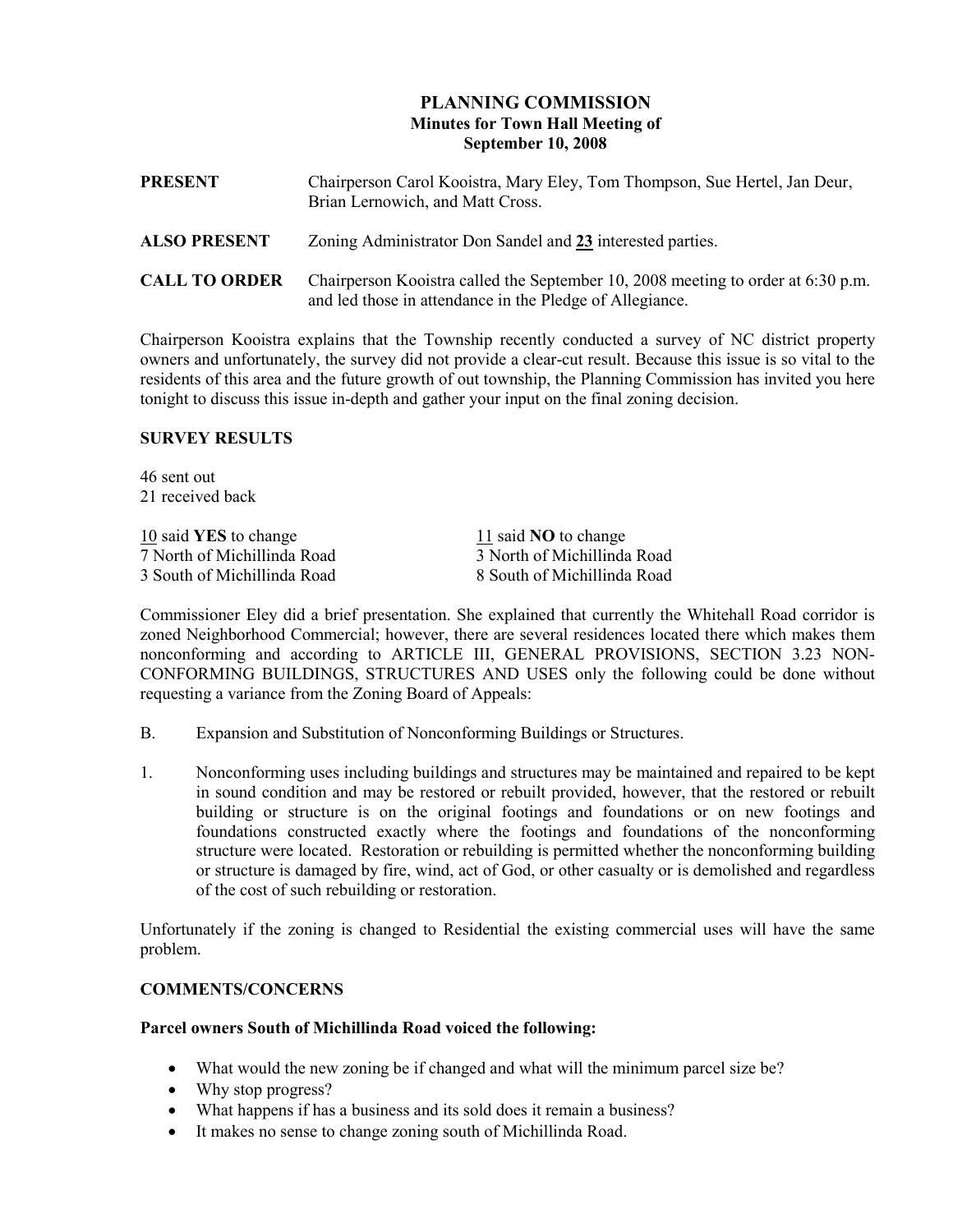# PLANNING COMMISSION
## Minutes for Town Hall Meeting of September 10, 2008

**PRESENT** Chairperson Carol Kooistra, Mary Eley, Tom Thompson, Sue Hertel, Jan Deur, Brian Lernowich, and Matt Cross.

**ALSO PRESENT** Zoning Administrator Don Sandel and **23** interested parties.

**CALL TO ORDER** Chairperson Kooistra called the September 10, 2008 meeting to order at 6:30 p.m. and led those in attendance in the Pledge of Allegiance.

Chairperson Kooistra explains that the Township recently conducted a survey of NC district property owners and unfortunately, the survey did not provide a clear-cut result. Because this issue is so vital to the residents of this area and the future growth of out township, the Planning Commission has invited you here tonight to discuss this issue in-depth and gather your input on the final zoning decision.

### SURVEY RESULTS

46 sent out
21 received back

| 10 said **YES** to change | 11 said **NO** to change |
|---|---|
| 7 North of Michillinda Road | 3 North of Michillinda Road |
| 3 South of Michillinda Road | 8 South of Michillinda Road |

Commissioner Eley did a brief presentation. She explained that currently the Whitehall Road corridor is zoned Neighborhood Commercial; however, there are several residences located there which makes them nonconforming and according to ARTICLE III, GENERAL PROVISIONS, SECTION 3.23 NON-CONFORMING BUILDINGS, STRUCTURES AND USES only the following could be done without requesting a variance from the Zoning Board of Appeals:

B. Expansion and Substitution of Nonconforming Buildings or Structures.

1. Nonconforming uses including buildings and structures may be maintained and repaired to be kept in sound condition and may be restored or rebuilt provided, however, that the restored or rebuilt building or structure is on the original footings and foundations or on new footings and foundations constructed exactly where the footings and foundations of the nonconforming structure were located. Restoration or rebuilding is permitted whether the nonconforming building or structure is damaged by fire, wind, act of God, or other casualty or is demolished and regardless of the cost of such rebuilding or restoration.

Unfortunately if the zoning is changed to Residential the existing commercial uses will have the same problem.

### COMMENTS/CONCERNS

**Parcel owners South of Michillinda Road voiced the following:**

- What would the new zoning be if changed and what will the minimum parcel size be?
- Why stop progress?
- What happens if has a business and its sold does it remain a business?
- It makes no sense to change zoning south of Michillinda Road.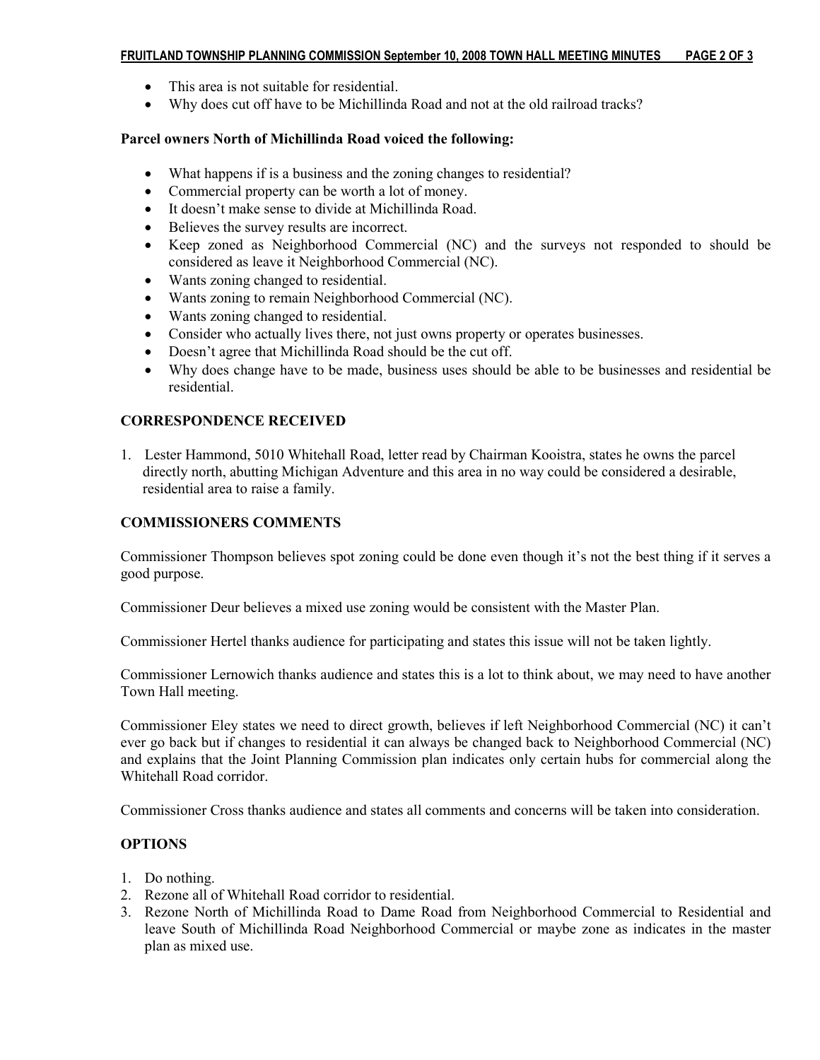- This area is not suitable for residential.
- Why does cut off have to be Michillinda Road and not at the old railroad tracks?

**Parcel owners North of Michillinda Road voiced the following:**

- What happens if is a business and the zoning changes to residential?
- Commercial property can be worth a lot of money.
- It doesn't make sense to divide at Michillinda Road.
- Believes the survey results are incorrect.
- Keep zoned as Neighborhood Commercial (NC) and the surveys not responded to should be considered as leave it Neighborhood Commercial (NC).
- Wants zoning changed to residential.
- Wants zoning to remain Neighborhood Commercial (NC).
- Wants zoning changed to residential.
- Consider who actually lives there, not just owns property or operates businesses.
- Doesn't agree that Michillinda Road should be the cut off.
- Why does change have to be made, business uses should be able to be businesses and residential be residential.

## CORRESPONDENCE RECEIVED

1. Lester Hammond, 5010 Whitehall Road, letter read by Chairman Kooistra, states he owns the parcel directly north, abutting Michigan Adventure and this area in no way could be considered a desirable, residential area to raise a family.

## COMMISSIONERS COMMENTS

Commissioner Thompson believes spot zoning could be done even though it's not the best thing if it serves a good purpose.

Commissioner Deur believes a mixed use zoning would be consistent with the Master Plan.

Commissioner Hertel thanks audience for participating and states this issue will not be taken lightly.

Commissioner Lernowich thanks audience and states this is a lot to think about, we may need to have another Town Hall meeting.

Commissioner Eley states we need to direct growth, believes if left Neighborhood Commercial (NC) it can't ever go back but if changes to residential it can always be changed back to Neighborhood Commercial (NC) and explains that the Joint Planning Commission plan indicates only certain hubs for commercial along the Whitehall Road corridor.

Commissioner Cross thanks audience and states all comments and concerns will be taken into consideration.

## OPTIONS

1. Do nothing.
2. Rezone all of Whitehall Road corridor to residential.
3. Rezone North of Michillinda Road to Dame Road from Neighborhood Commercial to Residential and leave South of Michillinda Road Neighborhood Commercial or maybe zone as indicates in the master plan as mixed use.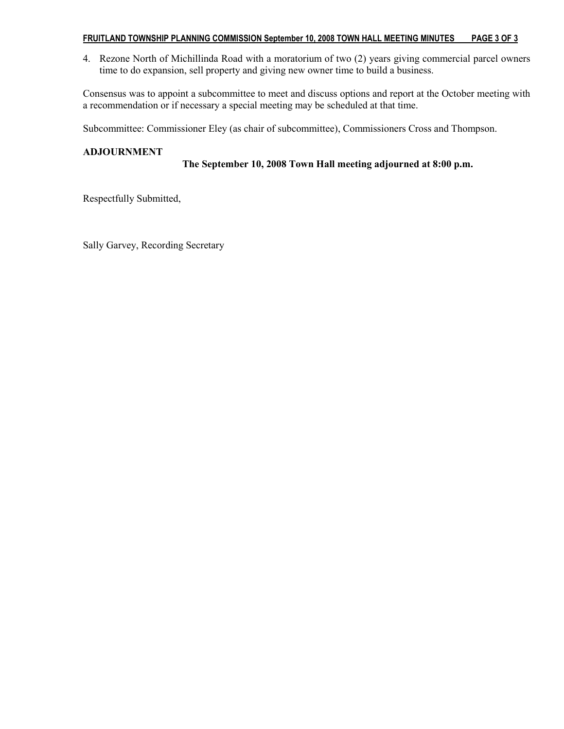4. Rezone North of Michillinda Road with a moratorium of two (2) years giving commercial parcel owners time to do expansion, sell property and giving new owner time to build a business.

Consensus was to appoint a subcommittee to meet and discuss options and report at the October meeting with a recommendation or if necessary a special meeting may be scheduled at that time.

Subcommittee: Commissioner Eley (as chair of subcommittee), Commissioners Cross and Thompson.

**ADJOURNMENT**

**The September 10, 2008 Town Hall meeting adjourned at 8:00 p.m.**

Respectfully Submitted,

Sally Garvey, Recording Secretary